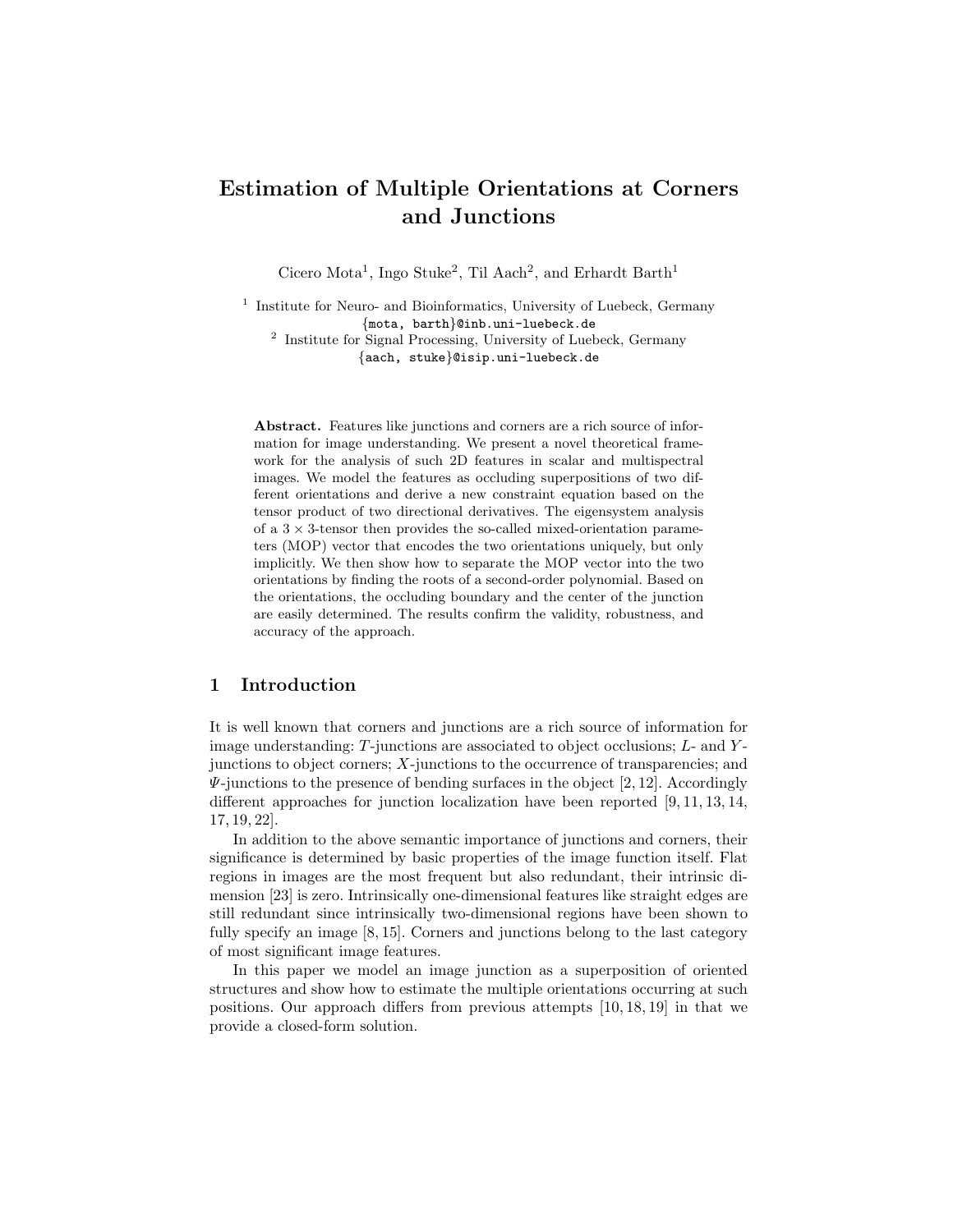# Estimation of Multiple Orientations at Corners and Junctions

Cicero Mota[1], Ingo Stuke[2], Til Aach[2], and Erhardt Barth[1]

[1] Institute for Neuro- and Bioinformatics, University of Luebeck, Germany
{mota, barth}@inb.uni-luebeck.de

[2] Institute for Signal Processing, University of Luebeck, Germany
{aach, stuke}@isip.uni-luebeck.de

**Abstract.** Features like junctions and corners are a rich source of information for image understanding. We present a novel theoretical framework for the analysis of such 2D features in scalar and multispectral images. We model the features as occluding superpositions of two different orientations and derive a new constraint equation based on the tensor product of two directional derivatives. The eigensystem analysis of a $3 \times 3$-tensor then provides the so-called mixed-orientation parameters (MOP) vector that encodes the two orientations uniquely, but only implicitly. We then show how to separate the MOP vector into the two orientations by finding the roots of a second-order polynomial. Based on the orientations, the occluding boundary and the center of the junction are easily determined. The results confirm the validity, robustness, and accuracy of the approach.

## 1 Introduction

It is well known that corners and junctions are a rich source of information for image understanding: $T$-junctions are associated to object occlusions; $L$- and $Y$-junctions to object corners; $X$-junctions to the occurrence of transparencies; and $\Psi$-junctions to the presence of bending surfaces in the object [2, 12]. Accordingly different approaches for junction localization have been reported [9, 11, 13, 14, 17, 19, 22].

In addition to the above semantic importance of junctions and corners, their significance is determined by basic properties of the image function itself. Flat regions in images are the most frequent but also redundant, their intrinsic dimension [23] is zero. Intrinsically one-dimensional features like straight edges are still redundant since intrinsically two-dimensional regions have been shown to fully specify an image [8, 15]. Corners and junctions belong to the last category of most significant image features.

In this paper we model an image junction as a superposition of oriented structures and show how to estimate the multiple orientations occurring at such positions. Our approach differs from previous attempts [10, 18, 19] in that we provide a closed-form solution.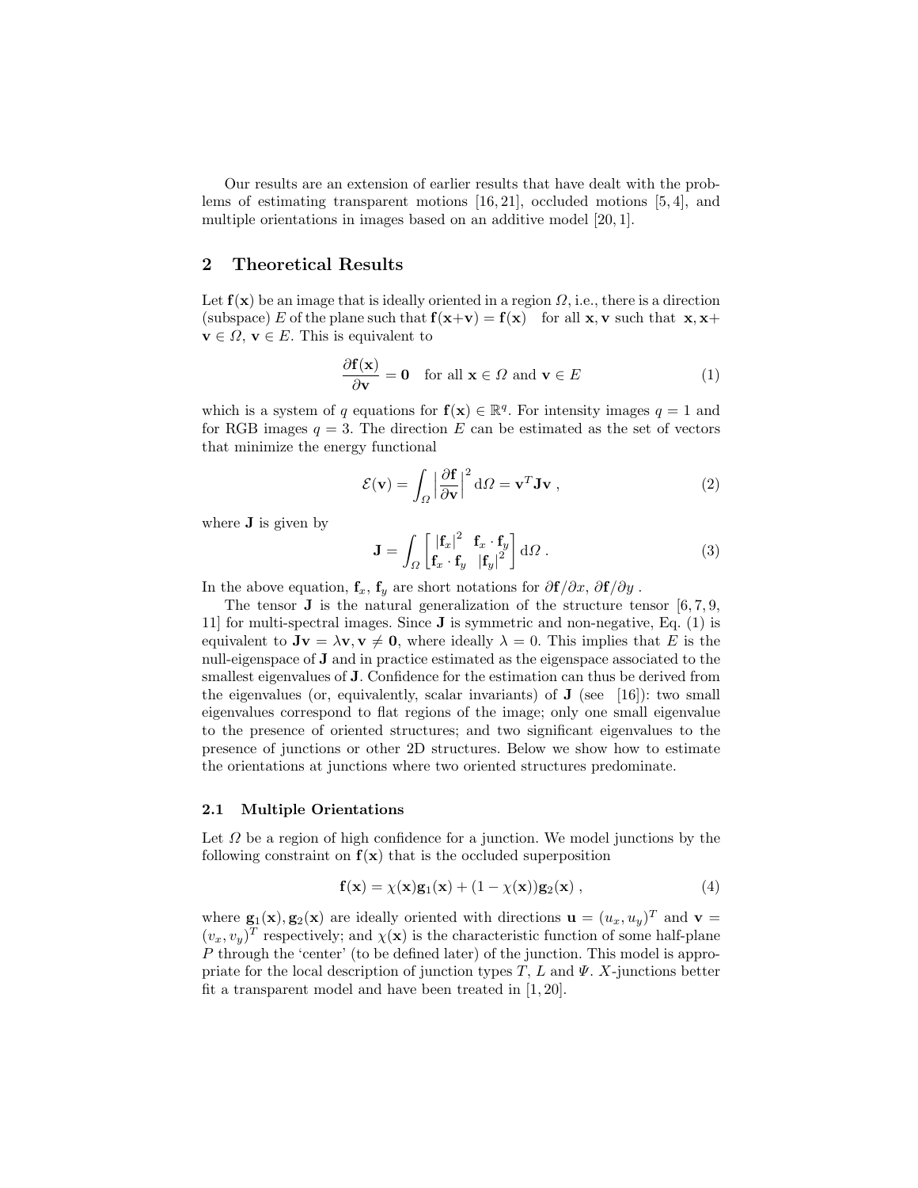Our results are an extension of earlier results that have dealt with the problems of estimating transparent motions [16, 21], occluded motions [5, 4], and multiple orientations in images based on an additive model [20, 1].

## 2 Theoretical Results

Let $\mathbf{f}(\mathbf{x})$ be an image that is ideally oriented in a region $\Omega$, i.e., there is a direction (subspace) $E$ of the plane such that $\mathbf{f}(\mathbf{x}+\mathbf{v}) = \mathbf{f}(\mathbf{x})$ for all $\mathbf{x}, \mathbf{v}$ such that $\mathbf{x}, \mathbf{x}+\mathbf{v} \in \Omega$, $\mathbf{v} \in E$. This is equivalent to

$$\frac{\partial \mathbf{f}(\mathbf{x})}{\partial \mathbf{v}} = \mathbf{0} \quad \text{for all } \mathbf{x} \in \Omega \text{ and } \mathbf{v} \in E \tag{1}$$

which is a system of $q$ equations for $\mathbf{f}(\mathbf{x}) \in \mathbb{R}^q$. For intensity images $q = 1$ and for RGB images $q = 3$. The direction $E$ can be estimated as the set of vectors that minimize the energy functional

$$\mathcal{E}(\mathbf{v}) = \int_\Omega \Big|\frac{\partial \mathbf{f}}{\partial \mathbf{v}}\Big|^2 \, \mathrm{d}\Omega = \mathbf{v}^T \mathbf{J} \mathbf{v} \, , \tag{2}$$

where $\mathbf{J}$ is given by

$$\mathbf{J} = \int_\Omega \begin{bmatrix} |\mathbf{f}_x|^2 & \mathbf{f}_x \cdot \mathbf{f}_y \\ \mathbf{f}_x \cdot \mathbf{f}_y & |\mathbf{f}_y|^2 \end{bmatrix} \mathrm{d}\Omega \, . \tag{3}$$

In the above equation, $\mathbf{f}_x$, $\mathbf{f}_y$ are short notations for $\partial \mathbf{f}/\partial x$, $\partial \mathbf{f}/\partial y$ .

The tensor $\mathbf{J}$ is the natural generalization of the structure tensor [6, 7, 9, 11] for multi-spectral images. Since $\mathbf{J}$ is symmetric and non-negative, Eq. (1) is equivalent to $\mathbf{J}\mathbf{v} = \lambda \mathbf{v}, \mathbf{v} \neq \mathbf{0}$, where ideally $\lambda = 0$. This implies that $E$ is the null-eigenspace of $\mathbf{J}$ and in practice estimated as the eigenspace associated to the smallest eigenvalues of $\mathbf{J}$. Confidence for the estimation can thus be derived from the eigenvalues (or, equivalently, scalar invariants) of $\mathbf{J}$ (see [16]): two small eigenvalues correspond to flat regions of the image; only one small eigenvalue to the presence of oriented structures; and two significant eigenvalues to the presence of junctions or other 2D structures. Below we show how to estimate the orientations at junctions where two oriented structures predominate.

### 2.1 Multiple Orientations

Let $\Omega$ be a region of high confidence for a junction. We model junctions by the following constraint on $\mathbf{f}(\mathbf{x})$ that is the occluded superposition

$$\mathbf{f}(\mathbf{x}) = \chi(\mathbf{x})\mathbf{g}_1(\mathbf{x}) + (1 - \chi(\mathbf{x}))\mathbf{g}_2(\mathbf{x}) \, , \tag{4}$$

where $\mathbf{g}_1(\mathbf{x}), \mathbf{g}_2(\mathbf{x})$ are ideally oriented with directions $\mathbf{u} = (u_x, u_y)^T$ and $\mathbf{v} = (v_x, v_y)^T$ respectively; and $\chi(\mathbf{x})$ is the characteristic function of some half-plane $P$ through the 'center' (to be defined later) of the junction. This model is appropriate for the local description of junction types $T$, $L$ and $\Psi$. $X$-junctions better fit a transparent model and have been treated in [1, 20].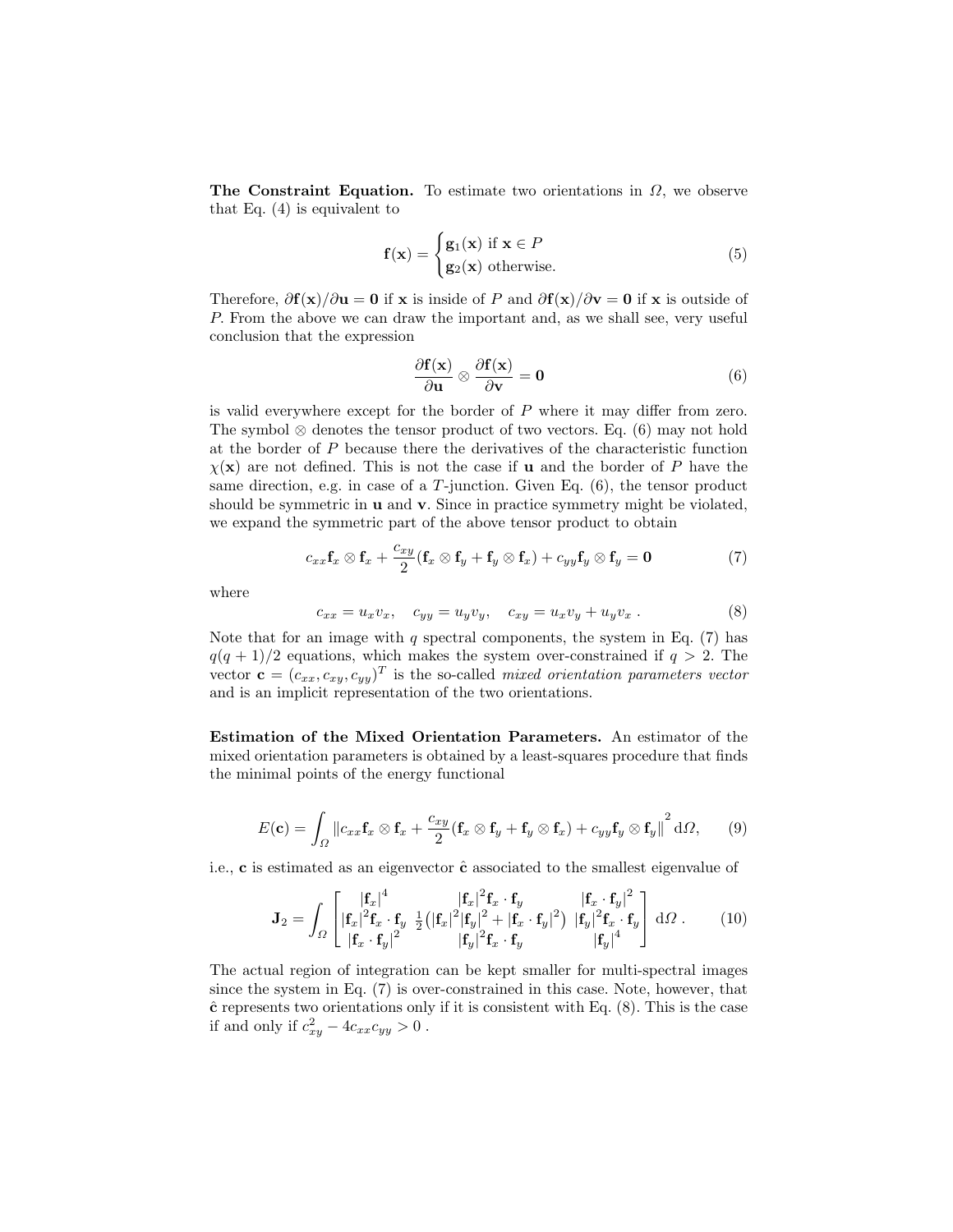**The Constraint Equation.** To estimate two orientations in $\Omega$, we observe that Eq. (4) is equivalent to

$$\mathbf{f}(\mathbf{x}) = \begin{cases} \mathbf{g}_1(\mathbf{x}) \text{ if } \mathbf{x} \in P \\ \mathbf{g}_2(\mathbf{x}) \text{ otherwise.} \end{cases} \tag{5}$$

Therefore, $\partial \mathbf{f}(\mathbf{x})/\partial \mathbf{u} = \mathbf{0}$ if $\mathbf{x}$ is inside of $P$ and $\partial \mathbf{f}(\mathbf{x})/\partial \mathbf{v} = \mathbf{0}$ if $\mathbf{x}$ is outside of $P$. From the above we can draw the important and, as we shall see, very useful conclusion that the expression

$$\frac{\partial \mathbf{f}(\mathbf{x})}{\partial \mathbf{u}} \otimes \frac{\partial \mathbf{f}(\mathbf{x})}{\partial \mathbf{v}} = \mathbf{0} \tag{6}$$

is valid everywhere except for the border of $P$ where it may differ from zero. The symbol $\otimes$ denotes the tensor product of two vectors. Eq. (6) may not hold at the border of $P$ because there the derivatives of the characteristic function $\chi(\mathbf{x})$ are not defined. This is not the case if $\mathbf{u}$ and the border of $P$ have the same direction, e.g. in case of a $T$-junction. Given Eq. (6), the tensor product should be symmetric in $\mathbf{u}$ and $\mathbf{v}$. Since in practice symmetry might be violated, we expand the symmetric part of the above tensor product to obtain

$$c_{xx}\mathbf{f}_x \otimes \mathbf{f}_x + \frac{c_{xy}}{2}(\mathbf{f}_x \otimes \mathbf{f}_y + \mathbf{f}_y \otimes \mathbf{f}_x) + c_{yy}\mathbf{f}_y \otimes \mathbf{f}_y = \mathbf{0} \tag{7}$$

where

$$c_{xx} = u_x v_x, \quad c_{yy} = u_y v_y, \quad c_{xy} = u_x v_y + u_y v_x \; . \tag{8}$$

Note that for an image with $q$ spectral components, the system in Eq. (7) has $q(q+1)/2$ equations, which makes the system over-constrained if $q > 2$. The vector $\mathbf{c} = (c_{xx}, c_{xy}, c_{yy})^T$ is the so-called *mixed orientation parameters vector* and is an implicit representation of the two orientations.

**Estimation of the Mixed Orientation Parameters.** An estimator of the mixed orientation parameters is obtained by a least-squares procedure that finds the minimal points of the energy functional

$$E(\mathbf{c}) = \int_\Omega \left\| c_{xx}\mathbf{f}_x \otimes \mathbf{f}_x + \frac{c_{xy}}{2}(\mathbf{f}_x \otimes \mathbf{f}_y + \mathbf{f}_y \otimes \mathbf{f}_x) + c_{yy}\mathbf{f}_y \otimes \mathbf{f}_y \right\|^2 \mathrm{d}\Omega, \tag{9}$$

i.e., $\mathbf{c}$ is estimated as an eigenvector $\hat{\mathbf{c}}$ associated to the smallest eigenvalue of

$$\mathbf{J}_2 = \int_\Omega \begin{bmatrix} |\mathbf{f}_x|^4 & |\mathbf{f}_x|^2 \mathbf{f}_x \cdot \mathbf{f}_y & |\mathbf{f}_x \cdot \mathbf{f}_y|^2 \\ |\mathbf{f}_x|^2 \mathbf{f}_x \cdot \mathbf{f}_y & \frac{1}{2}\left(|\mathbf{f}_x|^2 |\mathbf{f}_y|^2 + |\mathbf{f}_x \cdot \mathbf{f}_y|^2\right) & |\mathbf{f}_y|^2 \mathbf{f}_x \cdot \mathbf{f}_y \\ |\mathbf{f}_x \cdot \mathbf{f}_y|^2 & |\mathbf{f}_y|^2 \mathbf{f}_x \cdot \mathbf{f}_y & |\mathbf{f}_y|^4 \end{bmatrix} \mathrm{d}\Omega \; . \tag{10}$$

The actual region of integration can be kept smaller for multi-spectral images since the system in Eq. (7) is over-constrained in this case. Note, however, that $\hat{\mathbf{c}}$ represents two orientations only if it is consistent with Eq. (8). This is the case if and only if $c_{xy}^2 - 4c_{xx}c_{yy} > 0$ .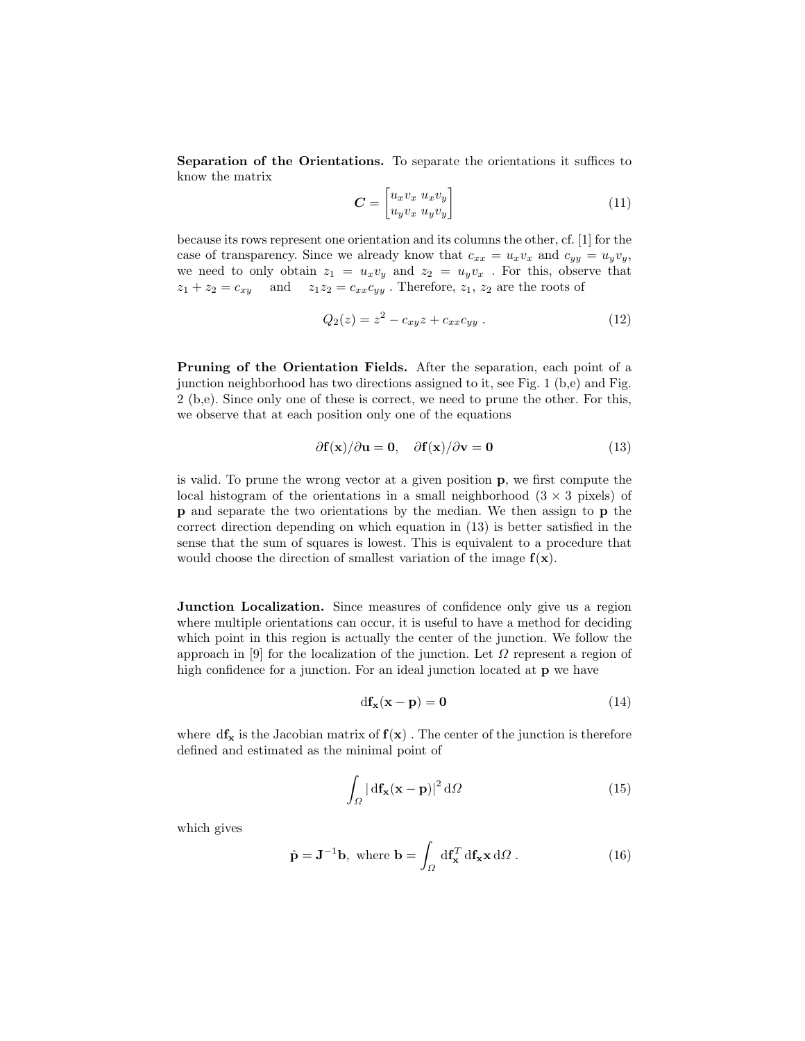**Separation of the Orientations.** To separate the orientations it suffices to know the matrix

$$\boldsymbol{C} = \begin{bmatrix} u_x v_x & u_x v_y \\ u_y v_x & u_y v_y \end{bmatrix} \tag{11}$$

because its rows represent one orientation and its columns the other, cf. [1] for the case of transparency. Since we already know that $c_{xx} = u_x v_x$ and $c_{yy} = u_y v_y$, we need to only obtain $z_1 = u_x v_y$ and $z_2 = u_y v_x$ . For this, observe that $z_1 + z_2 = c_{xy}$ and $z_1 z_2 = c_{xx} c_{yy}$ . Therefore, $z_1$, $z_2$ are the roots of

$$Q_2(z) = z^2 - c_{xy} z + c_{xx} c_{yy} \ . \tag{12}$$

**Pruning of the Orientation Fields.** After the separation, each point of a junction neighborhood has two directions assigned to it, see Fig. 1 (b,e) and Fig. 2 (b,e). Since only one of these is correct, we need to prune the other. For this, we observe that at each position only one of the equations

$$\partial \mathbf{f}(\mathbf{x}) / \partial \mathbf{u} = \mathbf{0}, \quad \partial \mathbf{f}(\mathbf{x}) / \partial \mathbf{v} = \mathbf{0} \tag{13}$$

is valid. To prune the wrong vector at a given position $\mathbf{p}$, we first compute the local histogram of the orientations in a small neighborhood ($3 \times 3$ pixels) of $\mathbf{p}$ and separate the two orientations by the median. We then assign to $\mathbf{p}$ the correct direction depending on which equation in (13) is better satisfied in the sense that the sum of squares is lowest. This is equivalent to a procedure that would choose the direction of smallest variation of the image $\mathbf{f}(\mathbf{x})$.

**Junction Localization.** Since measures of confidence only give us a region where multiple orientations can occur, it is useful to have a method for deciding which point in this region is actually the center of the junction. We follow the approach in [9] for the localization of the junction. Let $\Omega$ represent a region of high confidence for a junction. For an ideal junction located at $\mathbf{p}$ we have

$$\mathrm{d}\mathbf{f}_{\mathbf{x}}(\mathbf{x} - \mathbf{p}) = \mathbf{0} \tag{14}$$

where $\mathrm{d}\mathbf{f}_{\mathbf{x}}$ is the Jacobian matrix of $\mathbf{f}(\mathbf{x})$ . The center of the junction is therefore defined and estimated as the minimal point of

$$\int_{\Omega} |\, \mathrm{d}\mathbf{f}_{\mathbf{x}}(\mathbf{x} - \mathbf{p})|^2 \, \mathrm{d}\Omega \tag{15}$$

which gives

$$\hat{\mathbf{p}} = \mathbf{J}^{-1}\mathbf{b}, \text{ where } \mathbf{b} = \int_{\Omega} \mathrm{d}\mathbf{f}_{\mathbf{x}}^T \, \mathrm{d}\mathbf{f}_{\mathbf{x}} \mathbf{x} \, \mathrm{d}\Omega \ . \tag{16}$$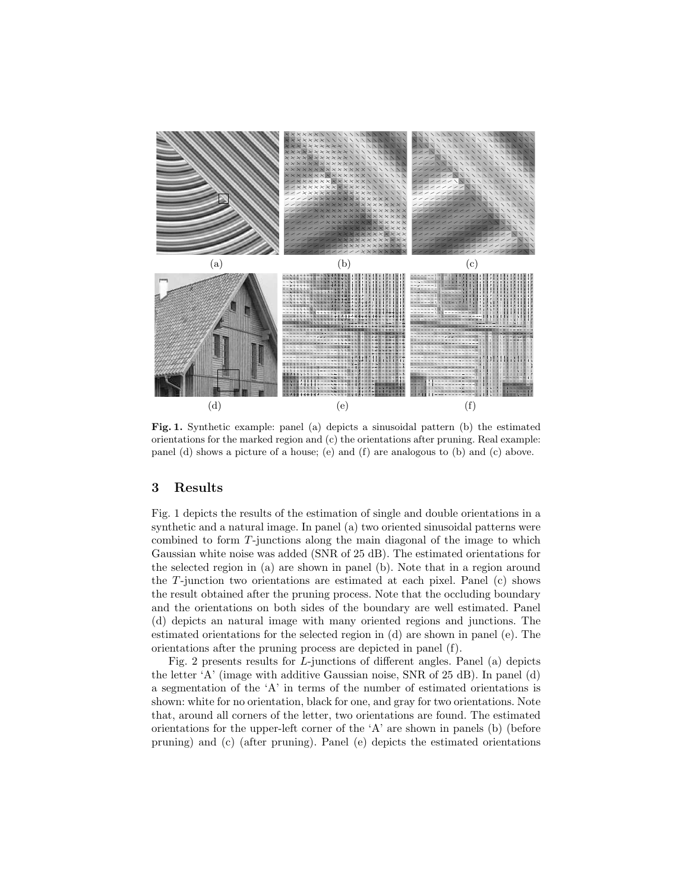(a) (b) (c)

(d) (e) (f)

**Fig. 1.** Synthetic example: panel (a) depicts a sinusoidal pattern (b) the estimated orientations for the marked region and (c) the orientations after pruning. Real example: panel (d) shows a picture of a house; (e) and (f) are analogous to (b) and (c) above.

## 3 Results

Fig. 1 depicts the results of the estimation of single and double orientations in a synthetic and a natural image. In panel (a) two oriented sinusoidal patterns were combined to form $T$-junctions along the main diagonal of the image to which Gaussian white noise was added (SNR of 25 dB). The estimated orientations for the selected region in (a) are shown in panel (b). Note that in a region around the $T$-junction two orientations are estimated at each pixel. Panel (c) shows the result obtained after the pruning process. Note that the occluding boundary and the orientations on both sides of the boundary are well estimated. Panel (d) depicts an natural image with many oriented regions and junctions. The estimated orientations for the selected region in (d) are shown in panel (e). The orientations after the pruning process are depicted in panel (f).

Fig. 2 presents results for $L$-junctions of different angles. Panel (a) depicts the letter 'A' (image with additive Gaussian noise, SNR of 25 dB). In panel (d) a segmentation of the 'A' in terms of the number of estimated orientations is shown: white for no orientation, black for one, and gray for two orientations. Note that, around all corners of the letter, two orientations are found. The estimated orientations for the upper-left corner of the 'A' are shown in panels (b) (before pruning) and (c) (after pruning). Panel (e) depicts the estimated orientations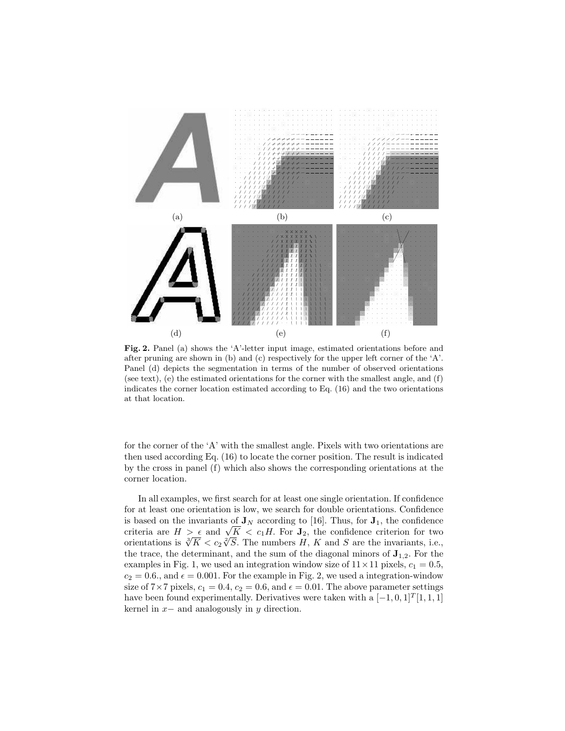**Fig. 2.** Panel (a) shows the 'A'-letter input image, estimated orientations before and after pruning are shown in (b) and (c) respectively for the upper left corner of the 'A'. Panel (d) depicts the segmentation in terms of the number of observed orientations (see text), (e) the estimated orientations for the corner with the smallest angle, and (f) indicates the corner location estimated according to Eq. (16) and the two orientations at that location.

for the corner of the 'A' with the smallest angle. Pixels with two orientations are then used according Eq. (16) to locate the corner position. The result is indicated by the cross in panel (f) which also shows the corresponding orientations at the corner location.

In all examples, we first search for at least one single orientation. If confidence for at least one orientation is low, we search for double orientations. Confidence is based on the invariants of $\mathbf{J}_N$ according to [16]. Thus, for $\mathbf{J}_1$, the confidence criteria are $H > \epsilon$ and $\sqrt{K} < c_1 H$. For $\mathbf{J}_2$, the confidence criterion for two orientations is $\sqrt[3]{K} < c_2 \sqrt[2]{S}$. The numbers $H$, $K$ and $S$ are the invariants, i.e., the trace, the determinant, and the sum of the diagonal minors of $\mathbf{J}_{1,2}$. For the examples in Fig. 1, we used an integration window size of $11 \times 11$ pixels, $c_1 = 0.5$, $c_2 = 0.6$., and $\epsilon = 0.001$. For the example in Fig. 2, we used a integration-window size of $7 \times 7$ pixels, $c_1 = 0.4$, $c_2 = 0.6$, and $\epsilon = 0.01$. The above parameter settings have been found experimentally. Derivatives were taken with a $[-1, 0, 1]^T [1, 1, 1]$ kernel in $x-$ and analogously in $y$ direction.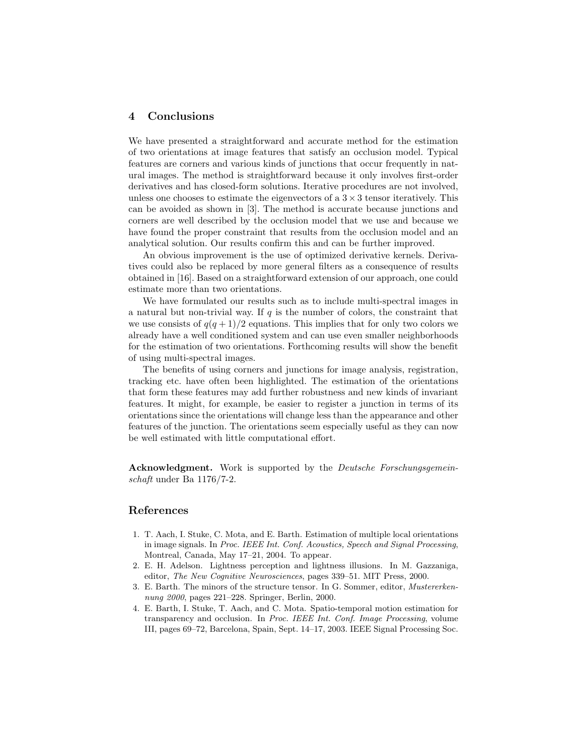## 4 Conclusions

We have presented a straightforward and accurate method for the estimation of two orientations at image features that satisfy an occlusion model. Typical features are corners and various kinds of junctions that occur frequently in natural images. The method is straightforward because it only involves first-order derivatives and has closed-form solutions. Iterative procedures are not involved, unless one chooses to estimate the eigenvectors of a $3 \times 3$ tensor iteratively. This can be avoided as shown in [3]. The method is accurate because junctions and corners are well described by the occlusion model that we use and because we have found the proper constraint that results from the occlusion model and an analytical solution. Our results confirm this and can be further improved.

An obvious improvement is the use of optimized derivative kernels. Derivatives could also be replaced by more general filters as a consequence of results obtained in [16]. Based on a straightforward extension of our approach, one could estimate more than two orientations.

We have formulated our results such as to include multi-spectral images in a natural but non-trivial way. If $q$ is the number of colors, the constraint that we use consists of $q(q+1)/2$ equations. This implies that for only two colors we already have a well conditioned system and can use even smaller neighborhoods for the estimation of two orientations. Forthcoming results will show the benefit of using multi-spectral images.

The benefits of using corners and junctions for image analysis, registration, tracking etc. have often been highlighted. The estimation of the orientations that form these features may add further robustness and new kinds of invariant features. It might, for example, be easier to register a junction in terms of its orientations since the orientations will change less than the appearance and other features of the junction. The orientations seem especially useful as they can now be well estimated with little computational effort.

**Acknowledgment.** Work is supported by the *Deutsche Forschungsgemeinschaft* under Ba 1176/7-2.

## References

1. T. Aach, I. Stuke, C. Mota, and E. Barth. Estimation of multiple local orientations in image signals. In *Proc. IEEE Int. Conf. Acoustics, Speech and Signal Processing*, Montreal, Canada, May 17–21, 2004. To appear.
2. E. H. Adelson. Lightness perception and lightness illusions. In M. Gazzaniga, editor, *The New Cognitive Neurosciences*, pages 339–51. MIT Press, 2000.
3. E. Barth. The minors of the structure tensor. In G. Sommer, editor, *Mustererkennung 2000*, pages 221–228. Springer, Berlin, 2000.
4. E. Barth, I. Stuke, T. Aach, and C. Mota. Spatio-temporal motion estimation for transparency and occlusion. In *Proc. IEEE Int. Conf. Image Processing*, volume III, pages 69–72, Barcelona, Spain, Sept. 14–17, 2003. IEEE Signal Processing Soc.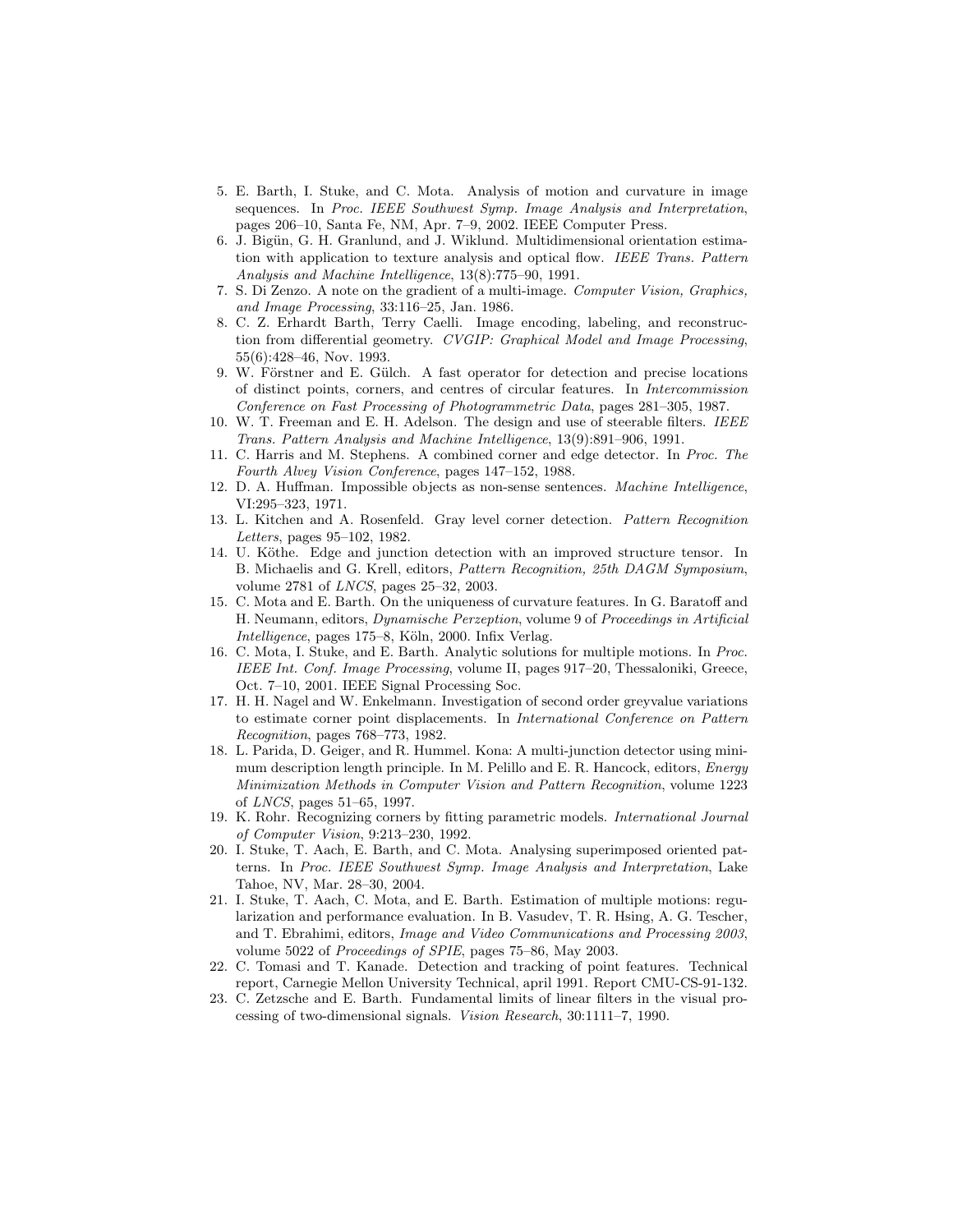5. E. Barth, I. Stuke, and C. Mota. Analysis of motion and curvature in image sequences. In *Proc. IEEE Southwest Symp. Image Analysis and Interpretation*, pages 206–10, Santa Fe, NM, Apr. 7–9, 2002. IEEE Computer Press.
6. J. Bigün, G. H. Granlund, and J. Wiklund. Multidimensional orientation estimation with application to texture analysis and optical flow. *IEEE Trans. Pattern Analysis and Machine Intelligence*, 13(8):775–90, 1991.
7. S. Di Zenzo. A note on the gradient of a multi-image. *Computer Vision, Graphics, and Image Processing*, 33:116–25, Jan. 1986.
8. C. Z. Erhardt Barth, Terry Caelli. Image encoding, labeling, and reconstruction from differential geometry. *CVGIP: Graphical Model and Image Processing*, 55(6):428–46, Nov. 1993.
9. W. Förstner and E. Gülch. A fast operator for detection and precise locations of distinct points, corners, and centres of circular features. In *Intercommission Conference on Fast Processing of Photogrammetric Data*, pages 281–305, 1987.
10. W. T. Freeman and E. H. Adelson. The design and use of steerable filters. *IEEE Trans. Pattern Analysis and Machine Intelligence*, 13(9):891–906, 1991.
11. C. Harris and M. Stephens. A combined corner and edge detector. In *Proc. The Fourth Alvey Vision Conference*, pages 147–152, 1988.
12. D. A. Huffman. Impossible objects as non-sense sentences. *Machine Intelligence*, VI:295–323, 1971.
13. L. Kitchen and A. Rosenfeld. Gray level corner detection. *Pattern Recognition Letters*, pages 95–102, 1982.
14. U. Köthe. Edge and junction detection with an improved structure tensor. In B. Michaelis and G. Krell, editors, *Pattern Recognition, 25th DAGM Symposium*, volume 2781 of *LNCS*, pages 25–32, 2003.
15. C. Mota and E. Barth. On the uniqueness of curvature features. In G. Baratoff and H. Neumann, editors, *Dynamische Perzeption*, volume 9 of *Proceedings in Artificial Intelligence*, pages 175–8, Köln, 2000. Infix Verlag.
16. C. Mota, I. Stuke, and E. Barth. Analytic solutions for multiple motions. In *Proc. IEEE Int. Conf. Image Processing*, volume II, pages 917–20, Thessaloniki, Greece, Oct. 7–10, 2001. IEEE Signal Processing Soc.
17. H. H. Nagel and W. Enkelmann. Investigation of second order greyvalue variations to estimate corner point displacements. In *International Conference on Pattern Recognition*, pages 768–773, 1982.
18. L. Parida, D. Geiger, and R. Hummel. Kona: A multi-junction detector using minimum description length principle. In M. Pelillo and E. R. Hancock, editors, *Energy Minimization Methods in Computer Vision and Pattern Recognition*, volume 1223 of *LNCS*, pages 51–65, 1997.
19. K. Rohr. Recognizing corners by fitting parametric models. *International Journal of Computer Vision*, 9:213–230, 1992.
20. I. Stuke, T. Aach, E. Barth, and C. Mota. Analysing superimposed oriented patterns. In *Proc. IEEE Southwest Symp. Image Analysis and Interpretation*, Lake Tahoe, NV, Mar. 28–30, 2004.
21. I. Stuke, T. Aach, C. Mota, and E. Barth. Estimation of multiple motions: regularization and performance evaluation. In B. Vasudev, T. R. Hsing, A. G. Tescher, and T. Ebrahimi, editors, *Image and Video Communications and Processing 2003*, volume 5022 of *Proceedings of SPIE*, pages 75–86, May 2003.
22. C. Tomasi and T. Kanade. Detection and tracking of point features. Technical report, Carnegie Mellon University Technical, april 1991. Report CMU-CS-91-132.
23. C. Zetzsche and E. Barth. Fundamental limits of linear filters in the visual processing of two-dimensional signals. *Vision Research*, 30:1111–7, 1990.